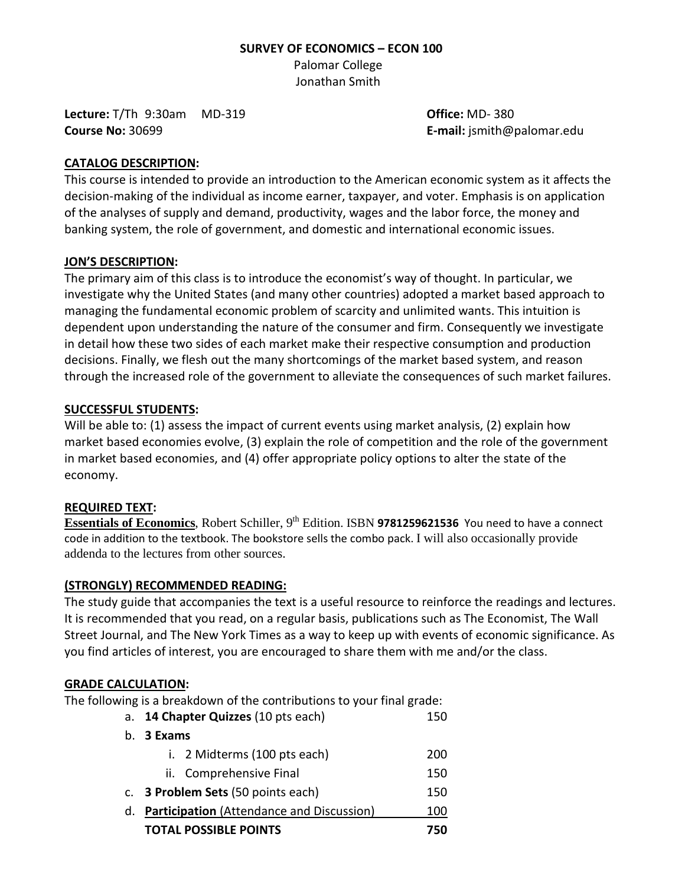**SURVEY OF ECONOMICS – ECON 100**

Palomar College

Jonathan Smith

**Lecture:** T/Th 9:30am MD-319
**Course No:** 30699

**Office:** MD- 380
**E-mail:** jsmith@palomar.edu

## CATALOG DESCRIPTION:

This course is intended to provide an introduction to the American economic system as it affects the decision-making of the individual as income earner, taxpayer, and voter. Emphasis is on application of the analyses of supply and demand, productivity, wages and the labor force, the money and banking system, the role of government, and domestic and international economic issues.

## JON'S DESCRIPTION:

The primary aim of this class is to introduce the economist's way of thought. In particular, we investigate why the United States (and many other countries) adopted a market based approach to managing the fundamental economic problem of scarcity and unlimited wants. This intuition is dependent upon understanding the nature of the consumer and firm. Consequently we investigate in detail how these two sides of each market make their respective consumption and production decisions. Finally, we flesh out the many shortcomings of the market based system, and reason through the increased role of the government to alleviate the consequences of such market failures.

## SUCCESSFUL STUDENTS:

Will be able to: (1) assess the impact of current events using market analysis, (2) explain how market based economies evolve, (3) explain the role of competition and the role of the government in market based economies, and (4) offer appropriate policy options to alter the state of the economy.

## REQUIRED TEXT:

**Essentials of Economics**, Robert Schiller, 9th Edition. ISBN **9781259621536** You need to have a connect code in addition to the textbook. The bookstore sells the combo pack. I will also occasionally provide addenda to the lectures from other sources.

## (STRONGLY) RECOMMENDED READING:

The study guide that accompanies the text is a useful resource to reinforce the readings and lectures. It is recommended that you read, on a regular basis, publications such as The Economist, The Wall Street Journal, and The New York Times as a way to keep up with events of economic significance. As you find articles of interest, you are encouraged to share them with me and/or the class.

## GRADE CALCULATION:

The following is a breakdown of the contributions to your final grade:

a. **14 Chapter Quizzes** (10 pts each) 150

b. **3 Exams**
   i. 2 Midterms (100 pts each) 200
   ii. Comprehensive Final 150

c. **3 Problem Sets** (50 points each) 150

d. **Participation** (Attendance and Discussion) 100

**TOTAL POSSIBLE POINTS 750**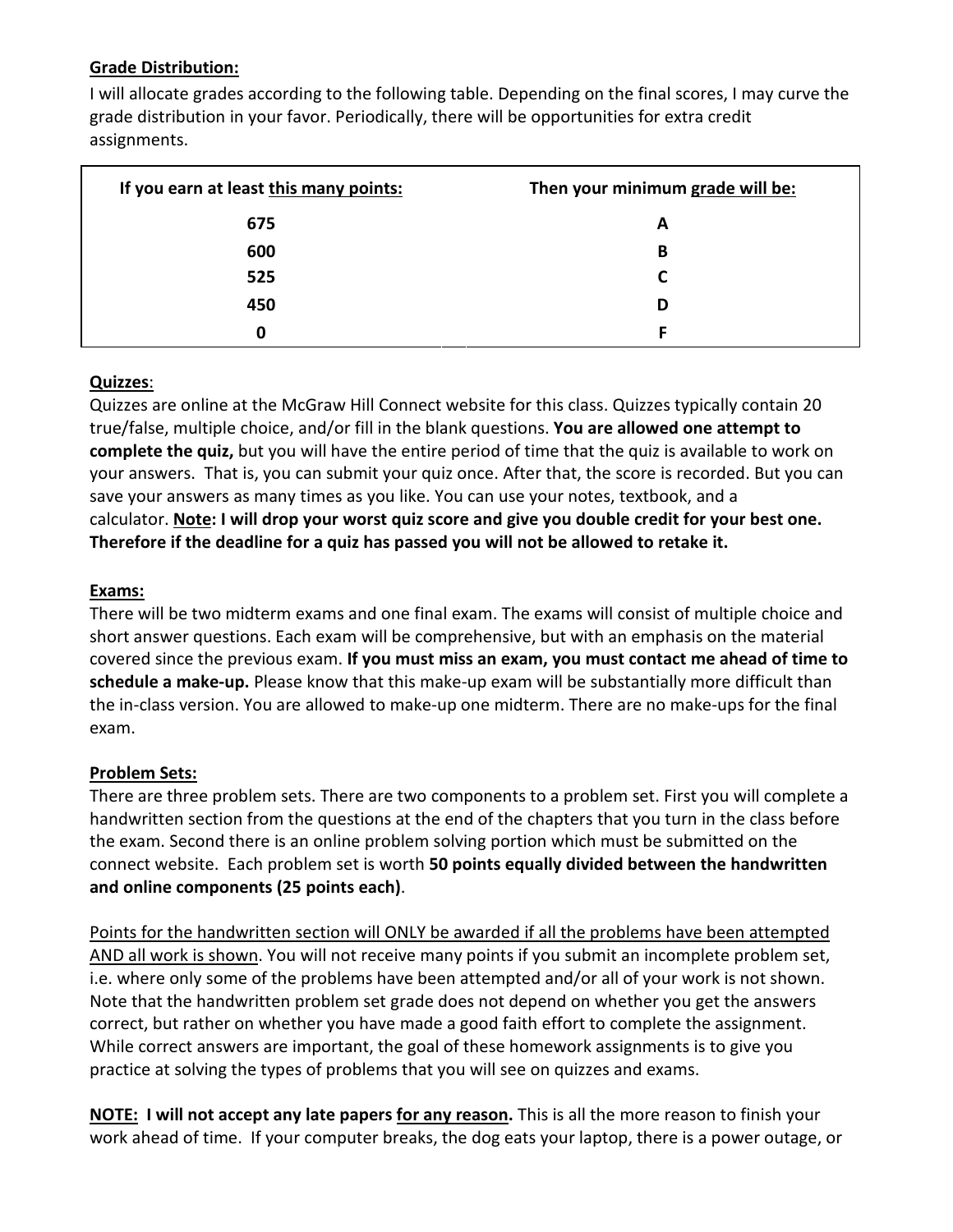**<u>Grade Distribution:</u>**

I will allocate grades according to the following table. Depending on the final scores, I may curve the grade distribution in your favor. Periodically, there will be opportunities for extra credit assignments.

| If you earn at least <u>this many points:</u> | Then your minimum <u>grade will be:</u> |
| --- | --- |
| 675 | A |
| 600 | B |
| 525 | C |
| 450 | D |
| 0 | F |

**<u>Quizzes</u>**:

Quizzes are online at the McGraw Hill Connect website for this class. Quizzes typically contain 20 true/false, multiple choice, and/or fill in the blank questions. **You are allowed one attempt to complete the quiz,** but you will have the entire period of time that the quiz is available to work on your answers. That is, you can submit your quiz once. After that, the score is recorded. But you can save your answers as many times as you like. You can use your notes, textbook, and a calculator. **<u>Note</u>: I will drop your worst quiz score and give you double credit for your best one. Therefore if the deadline for a quiz has passed you will not be allowed to retake it.**

**<u>Exams:</u>**

There will be two midterm exams and one final exam. The exams will consist of multiple choice and short answer questions. Each exam will be comprehensive, but with an emphasis on the material covered since the previous exam. **If you must miss an exam, you must contact me ahead of time to schedule a make-up.** Please know that this make-up exam will be substantially more difficult than the in-class version. You are allowed to make-up one midterm. There are no make-ups for the final exam.

**<u>Problem Sets:</u>**

There are three problem sets. There are two components to a problem set. First you will complete a handwritten section from the questions at the end of the chapters that you turn in the class before the exam. Second there is an online problem solving portion which must be submitted on the connect website. Each problem set is worth **50 points equally divided between the handwritten and online components (25 points each)**.

<u>Points for the handwritten section will ONLY be awarded if all the problems have been attempted AND all work is shown</u>. You will not receive many points if you submit an incomplete problem set, i.e. where only some of the problems have been attempted and/or all of your work is not shown. Note that the handwritten problem set grade does not depend on whether you get the answers correct, but rather on whether you have made a good faith effort to complete the assignment. While correct answers are important, the goal of these homework assignments is to give you practice at solving the types of problems that you will see on quizzes and exams.

**<u>NOTE:</u> I will not accept any late papers <u>for any reason</u>.** This is all the more reason to finish your work ahead of time. If your computer breaks, the dog eats your laptop, there is a power outage, or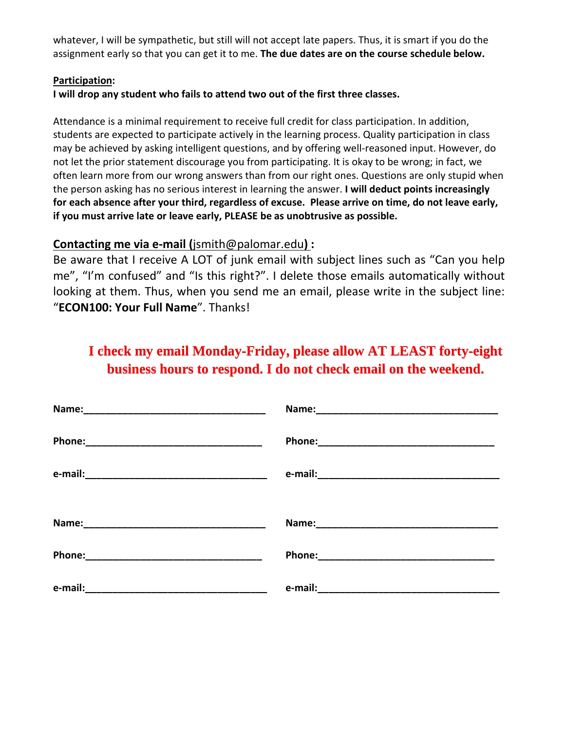whatever, I will be sympathetic, but still will not accept late papers. Thus, it is smart if you do the assignment early so that you can get it to me. **The due dates are on the course schedule below.**

**Participation:**

**I will drop any student who fails to attend two out of the first three classes.**

Attendance is a minimal requirement to receive full credit for class participation. In addition, students are expected to participate actively in the learning process. Quality participation in class may be achieved by asking intelligent questions, and by offering well-reasoned input. However, do not let the prior statement discourage you from participating. It is okay to be wrong; in fact, we often learn more from our wrong answers than from our right ones. Questions are only stupid when the person asking has no serious interest in learning the answer. **I will deduct points increasingly for each absence after your third, regardless of excuse. Please arrive on time, do not leave early, if you must arrive late or leave early, PLEASE be as unobtrusive as possible.**

**Contacting me via e-mail (**jsmith@palomar.edu**) :**

Be aware that I receive A LOT of junk email with subject lines such as "Can you help me", "I'm confused" and "Is this right?". I delete those emails automatically without looking at them. Thus, when you send me an email, please write in the subject line: "**ECON100: Your Full Name**". Thanks!

**I check my email Monday-Friday, please allow AT LEAST forty-eight business hours to respond. I do not check email on the weekend.**

**Name:**\_\_\_\_\_\_\_\_\_\_\_\_\_\_\_\_\_\_\_\_\_\_\_\_\_\_\_\_\_\_\_\_ **Name:**\_\_\_\_\_\_\_\_\_\_\_\_\_\_\_\_\_\_\_\_\_\_\_\_\_\_\_\_\_\_\_\_

**Phone:**\_\_\_\_\_\_\_\_\_\_\_\_\_\_\_\_\_\_\_\_\_\_\_\_\_\_\_\_\_\_\_ **Phone:**\_\_\_\_\_\_\_\_\_\_\_\_\_\_\_\_\_\_\_\_\_\_\_\_\_\_\_\_\_\_\_

**e-mail:**\_\_\_\_\_\_\_\_\_\_\_\_\_\_\_\_\_\_\_\_\_\_\_\_\_\_\_\_\_\_\_ **e-mail:**\_\_\_\_\_\_\_\_\_\_\_\_\_\_\_\_\_\_\_\_\_\_\_\_\_\_\_\_\_\_\_

**Name:**\_\_\_\_\_\_\_\_\_\_\_\_\_\_\_\_\_\_\_\_\_\_\_\_\_\_\_\_\_\_\_\_ **Name:**\_\_\_\_\_\_\_\_\_\_\_\_\_\_\_\_\_\_\_\_\_\_\_\_\_\_\_\_\_\_\_\_

**Phone:**\_\_\_\_\_\_\_\_\_\_\_\_\_\_\_\_\_\_\_\_\_\_\_\_\_\_\_\_\_\_\_ **Phone:**\_\_\_\_\_\_\_\_\_\_\_\_\_\_\_\_\_\_\_\_\_\_\_\_\_\_\_\_\_\_\_

**e-mail:**\_\_\_\_\_\_\_\_\_\_\_\_\_\_\_\_\_\_\_\_\_\_\_\_\_\_\_\_\_\_\_ **e-mail:**\_\_\_\_\_\_\_\_\_\_\_\_\_\_\_\_\_\_\_\_\_\_\_\_\_\_\_\_\_\_\_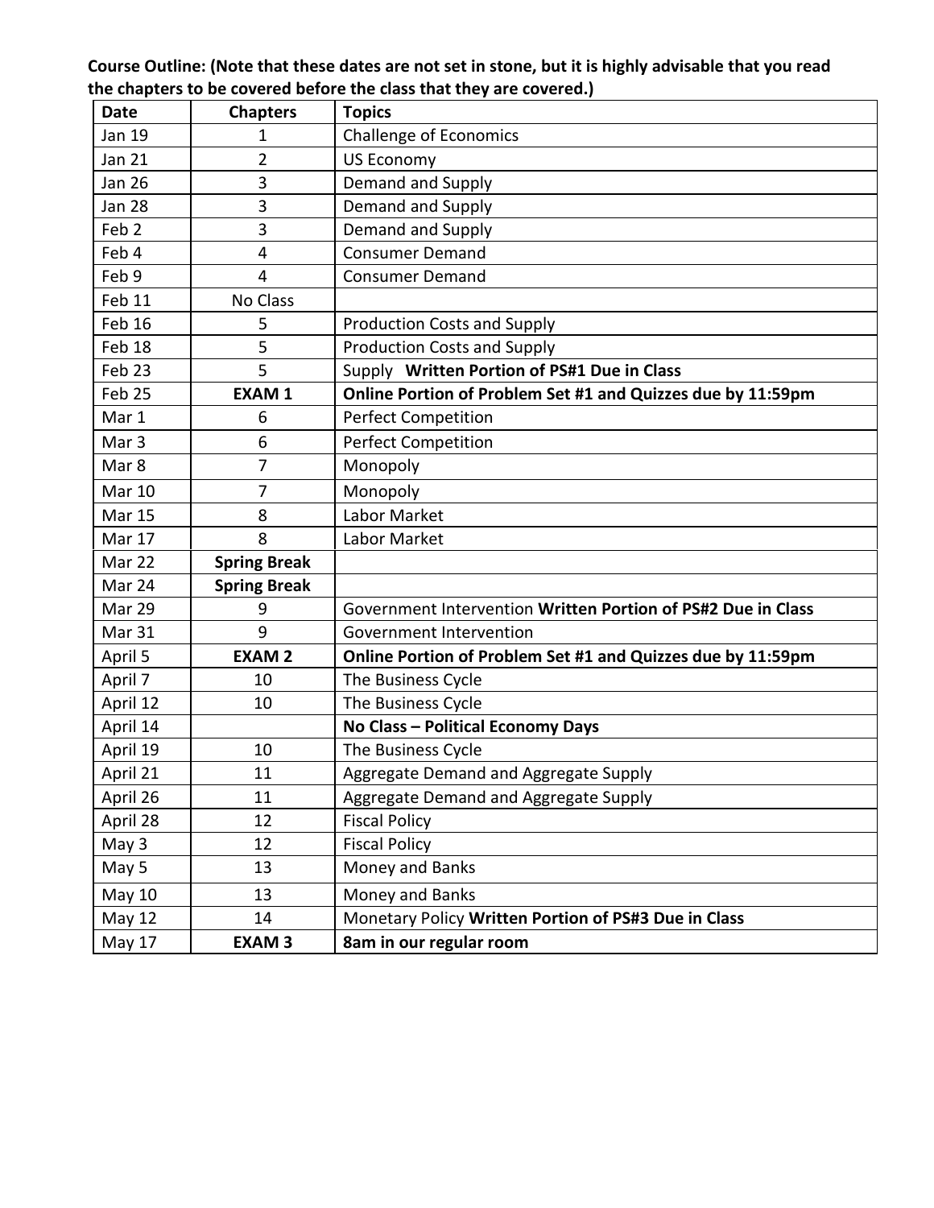**Course Outline: (Note that these dates are not set in stone, but it is highly advisable that you read the chapters to be covered before the class that they are covered.)**

| Date | Chapters | Topics |
|---|---|---|
| Jan 19 | 1 | Challenge of Economics |
| Jan 21 | 2 | US Economy |
| Jan 26 | 3 | Demand and Supply |
| Jan 28 | 3 | Demand and Supply |
| Feb 2 | 3 | Demand and Supply |
| Feb 4 | 4 | Consumer Demand |
| Feb 9 | 4 | Consumer Demand |
| Feb 11 | No Class | |
| Feb 16 | 5 | Production Costs and Supply |
| Feb 18 | 5 | Production Costs and Supply |
| Feb 23 | 5 | Supply **Written Portion of PS#1 Due in Class** |
| Feb 25 | **EXAM 1** | **Online Portion of Problem Set #1 and Quizzes due by 11:59pm** |
| Mar 1 | 6 | Perfect Competition |
| Mar 3 | 6 | Perfect Competition |
| Mar 8 | 7 | Monopoly |
| Mar 10 | 7 | Monopoly |
| Mar 15 | 8 | Labor Market |
| Mar 17 | 8 | Labor Market |
| Mar 22 | **Spring Break** | |
| Mar 24 | **Spring Break** | |
| Mar 29 | 9 | Government Intervention **Written Portion of PS#2 Due in Class** |
| Mar 31 | 9 | Government Intervention |
| April 5 | **EXAM 2** | **Online Portion of Problem Set #1 and Quizzes due by 11:59pm** |
| April 7 | 10 | The Business Cycle |
| April 12 | 10 | The Business Cycle |
| April 14 | | **No Class – Political Economy Days** |
| April 19 | 10 | The Business Cycle |
| April 21 | 11 | Aggregate Demand and Aggregate Supply |
| April 26 | 11 | Aggregate Demand and Aggregate Supply |
| April 28 | 12 | Fiscal Policy |
| May 3 | 12 | Fiscal Policy |
| May 5 | 13 | Money and Banks |
| May 10 | 13 | Money and Banks |
| May 12 | 14 | Monetary Policy **Written Portion of PS#3 Due in Class** |
| May 17 | **EXAM 3** | **8am in our regular room** |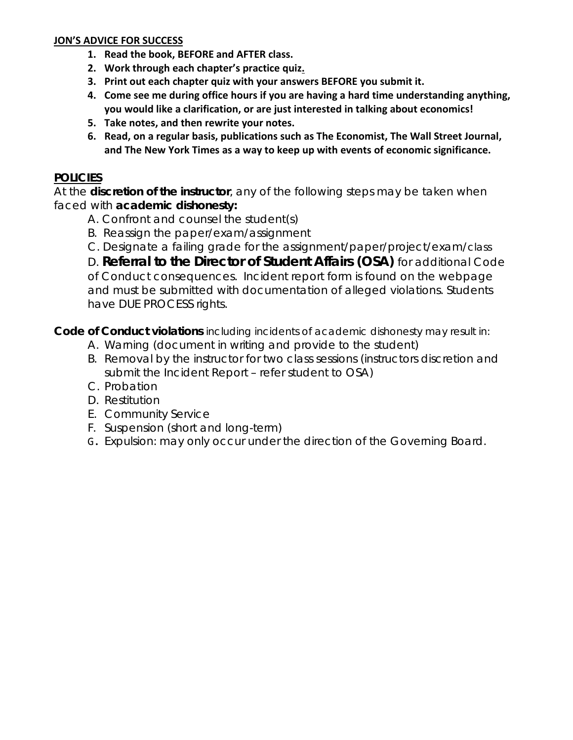**JON'S ADVICE FOR SUCCESS**

1. **Read the book, BEFORE and AFTER class.**
2. **Work through each chapter's practice quiz.**
3. **Print out each chapter quiz with your answers BEFORE you submit it.**
4. **Come see me during office hours if you are having a hard time understanding anything, you would like a clarification, or are just interested in talking about economics!**
5. **Take notes, and then rewrite your notes.**
6. **Read, on a regular basis, publications such as The Economist, The Wall Street Journal, and The New York Times as a way to keep up with events of economic significance.**

## POLICIES

At the **discretion of the instructor**, any of the following steps may be taken when faced with **academic dishonesty:**

A. Confront and counsel the student(s)

B. Reassign the paper/exam/assignment

C. Designate a failing grade for the assignment/paper/project/exam/class

D. **Referral to the Director of Student Affairs (OSA)** for additional Code of Conduct consequences. Incident report form is found on the webpage and must be submitted with documentation of alleged violations. Students have DUE PROCESS rights.

**Code of Conduct violations** including incidents of academic dishonesty may result in:

A. Warning (document in writing and provide to the student)

B. Removal by the instructor for two class sessions (instructors discretion and submit the Incident Report – refer student to OSA)

C. Probation

D. Restitution

E. Community Service

F. Suspension (short and long-term)

G. Expulsion: may only occur under the direction of the Governing Board.